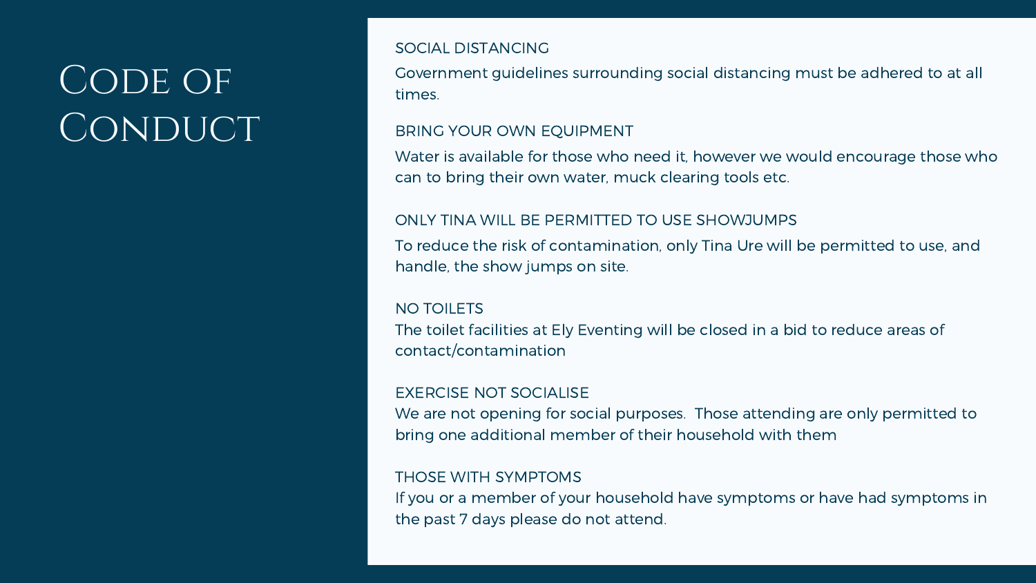# Code of Conduct

### SOCIAL DISTANCING

Government guidelines surrounding social distancing must be adhered to at all times.

### BRING YOUR OWN EQUIPMENT

Water is available for those who need it, however we would encourage those who can to bring their own water, muck clearing tools etc.

### ONLY TINA WILL BE PERMITTED TO USE SHOWJUMPS

To reduce the risk of contamination, only Tina Ure will be permitted to use, and handle, the show jumps on site.

### NO TOILETS

The toilet facilities at Ely Eventing will be closed in a bid to reduce areas of contact/contamination

### EXERCISE NOT SOCIALISE

We are not opening for social purposes.  Those attending are only permitted to bring one additional member of their household with them

### THOSE WITH SYMPTOMS

If you or a member of your household have symptoms or have had symptoms in the past 7 days please do not attend.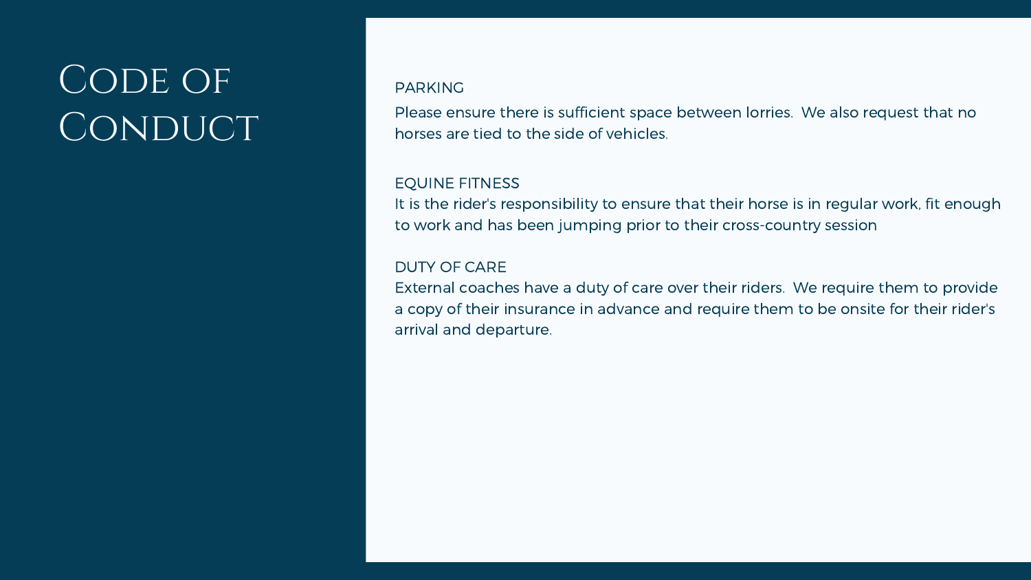# Code of Conduct

## PARKING

Please ensure there is sufficient space between lorries. We also request that no horses are tied to the side of vehicles.

## EQUINE FITNESS

It is the rider's responsibility to ensure that their horse is in regular work, fit enough to work and has been jumping prior to their cross-country session

## DUTY OF CARE

External coaches have a duty of care over their riders. We require them to provide a copy of their insurance in advance and require them to be onsite for their rider's arrival and departure.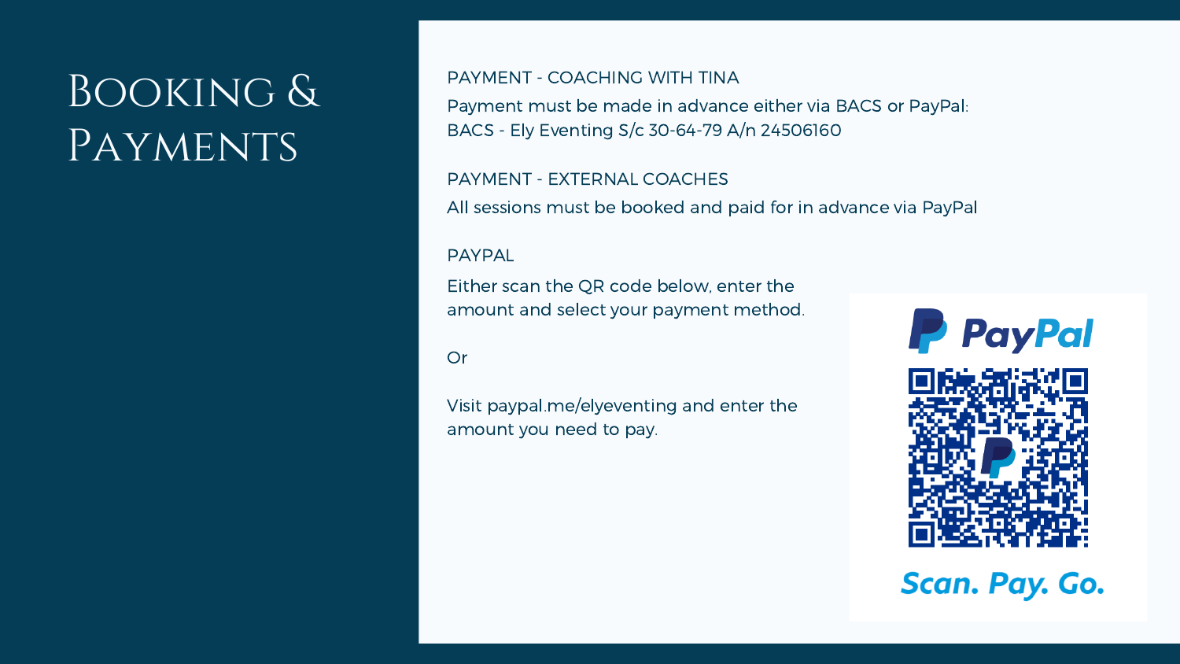# Booking & Payments

PAYMENT - COACHING WITH TINA

Payment must be made in advance either via BACS or PayPal:
BACS - Ely Eventing S/c 30-64-79 A/n 24506160

PAYMENT - EXTERNAL COACHES

All sessions must be booked and paid for in advance via PayPal

PAYPAL

Either scan the QR code below, enter the amount and select your payment method.

Or

Visit paypal.me/elyeventing and enter the amount you need to pay.

PayPal

Scan. Pay. Go.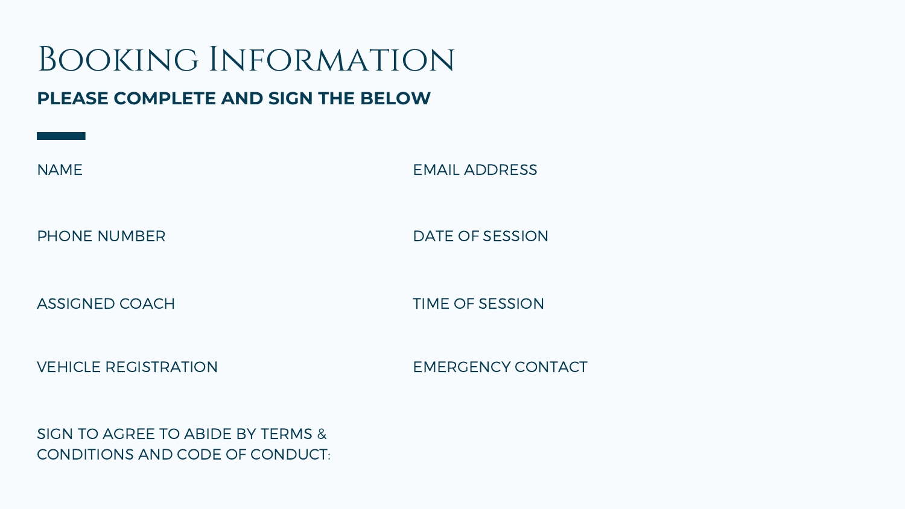# Booking Information

**PLEASE COMPLETE AND SIGN THE BELOW**

NAME

EMAIL ADDRESS

PHONE NUMBER

DATE OF SESSION

ASSIGNED COACH

TIME OF SESSION

VEHICLE REGISTRATION

EMERGENCY CONTACT

SIGN TO AGREE TO ABIDE BY TERMS & CONDITIONS AND CODE OF CONDUCT: